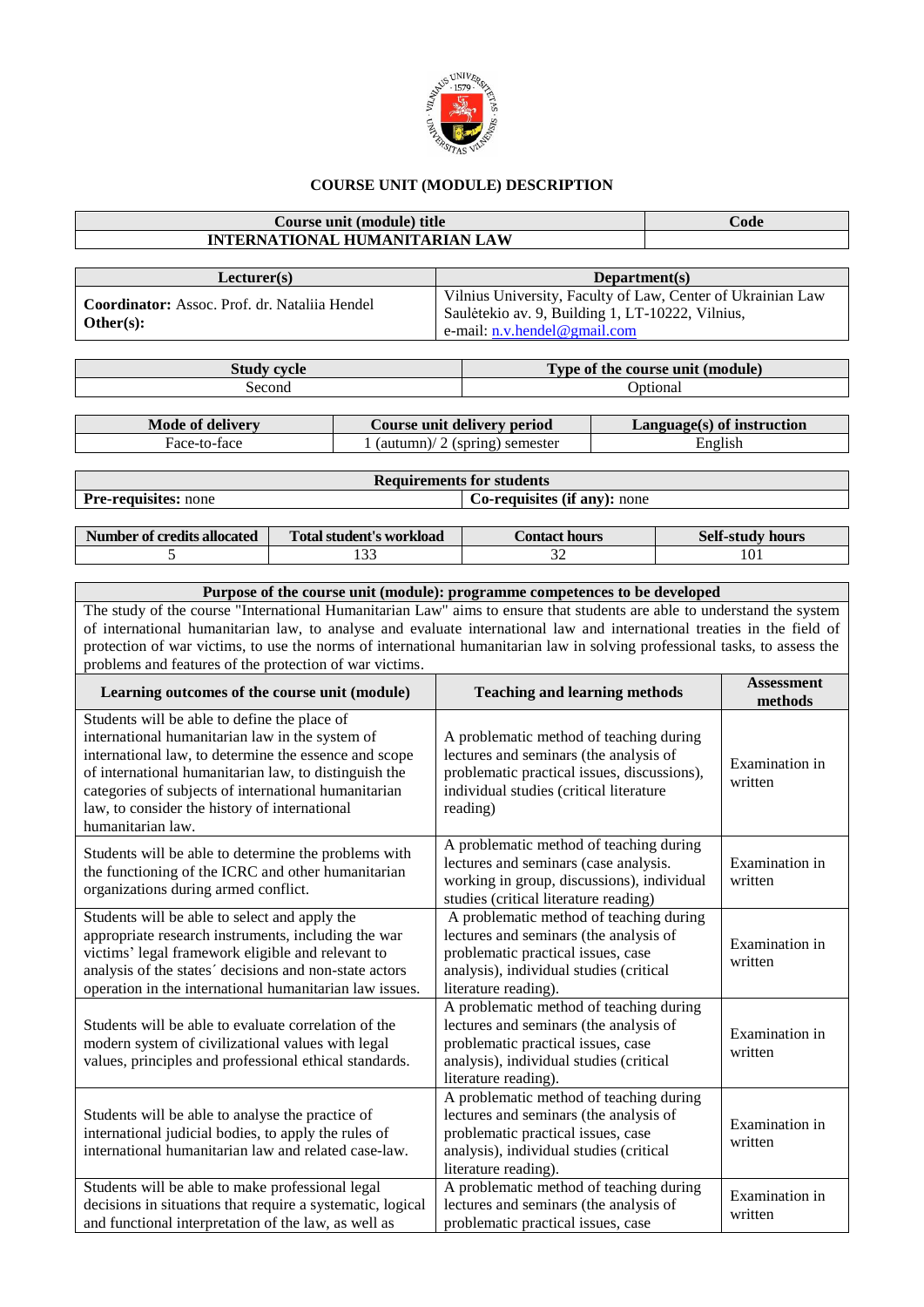# COURSE UNIT (MODULE) DESCRIPTION

| Course unit (module) title | Code |
| --- | --- |
| INTERNATIONAL HUMANITARIAN LAW | |

| Lecturer(s) | Department(s) |
| --- | --- |
| **Coordinator:** Assoc. Prof. dr. Nataliia Hendel<br>**Other(s):** | Vilnius University, Faculty of Law, Center of Ukrainian Law<br>Saulėtekio av. 9, Building 1, LT-10222, Vilnius,<br>e-mail: n.v.hendel@gmail.com |

| Study cycle | Type of the course unit (module) |
| --- | --- |
| Second | Optional |

| Mode of delivery | Course unit delivery period | Language(s) of instruction |
| --- | --- | --- |
| Face-to-face | 1 (autumn)/ 2 (spring) semester | English |

| Requirements for students | |
| --- | --- |
| **Pre-requisites:** none | **Co-requisites (if any):** none |

| Number of credits allocated | Total student's workload | Contact hours | Self-study hours |
| --- | --- | --- | --- |
| 5 | 133 | 32 | 101 |

**Purpose of the course unit (module): programme competences to be developed**

The study of the course "International Humanitarian Law" aims to ensure that students are able to understand the system of international humanitarian law, to analyse and evaluate international law and international treaties in the field of protection of war victims, to use the norms of international humanitarian law in solving professional tasks, to assess the problems and features of the protection of war victims.

| Learning outcomes of the course unit (module) | Teaching and learning methods | Assessment methods |
| --- | --- | --- |
| Students will be able to define the place of international humanitarian law in the system of international law, to determine the essence and scope of international humanitarian law, to distinguish the categories of subjects of international humanitarian law, to consider the history of international humanitarian law. | A problematic method of teaching during lectures and seminars (the analysis of problematic practical issues, discussions), individual studies (critical literature reading) | Examination in written |
| Students will be able to determine the problems with the functioning of the ICRC and other humanitarian organizations during armed conflict. | A problematic method of teaching during lectures and seminars (case analysis. working in group, discussions), individual studies (critical literature reading) | Examination in written |
| Students will be able to select and apply the appropriate research instruments, including the war victims' legal framework eligible and relevant to analysis of the states´ decisions and non-state actors operation in the international humanitarian law issues. | A problematic method of teaching during lectures and seminars (the analysis of problematic practical issues, case analysis), individual studies (critical literature reading). | Examination in written |
| Students will be able to evaluate correlation of the modern system of civilizational values with legal values, principles and professional ethical standards. | A problematic method of teaching during lectures and seminars (the analysis of problematic practical issues, case analysis), individual studies (critical literature reading). | Examination in written |
| Students will be able to analyse the practice of international judicial bodies, to apply the rules of international humanitarian law and related case-law. | A problematic method of teaching during lectures and seminars (the analysis of problematic practical issues, case analysis), individual studies (critical literature reading). | Examination in written |
| Students will be able to make professional legal decisions in situations that require a systematic, logical and functional interpretation of the law, as well as | A problematic method of teaching during lectures and seminars (the analysis of problematic practical issues, case | Examination in written |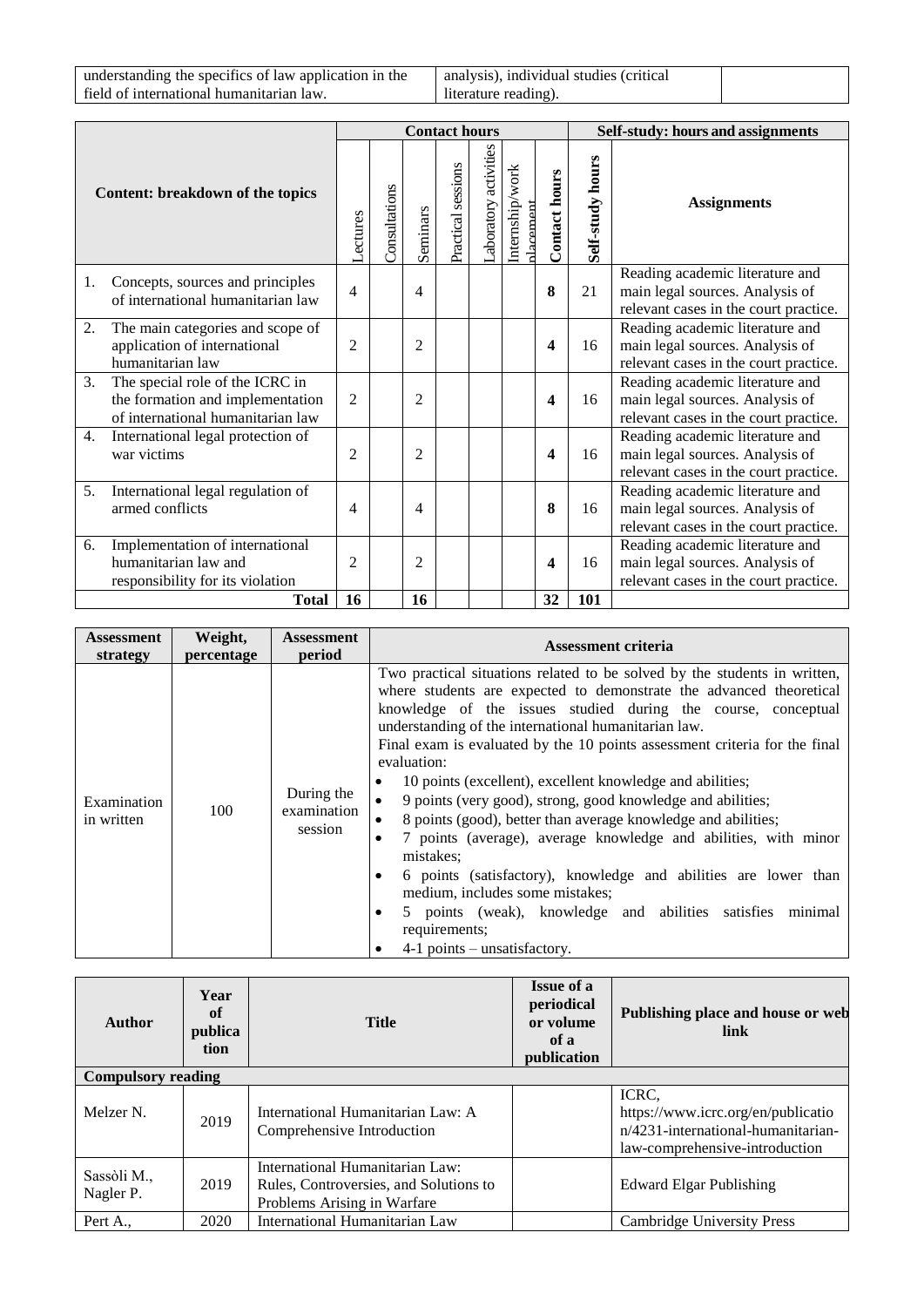| understanding the specifics of law application in the field of international humanitarian law. | analysis), individual studies (critical literature reading). | |
|---|---|---|

| Content: breakdown of the topics | Contact hours | | | | | | | Self-study: hours and assignments | |
|---|---|---|---|---|---|---|---|---|---|
| | Lectures | Consultations | Seminars | Practical sessions | Laboratory activities | Internship/work placement | Contact hours | Self-study hours | Assignments |
| 1. Concepts, sources and principles of international humanitarian law | 4 | | 4 | | | | **8** | 21 | Reading academic literature and main legal sources. Analysis of relevant cases in the court practice. |
| 2. The main categories and scope of application of international humanitarian law | 2 | | 2 | | | | **4** | 16 | Reading academic literature and main legal sources. Analysis of relevant cases in the court practice. |
| 3. The special role of the ICRC in the formation and implementation of international humanitarian law | 2 | | 2 | | | | **4** | 16 | Reading academic literature and main legal sources. Analysis of relevant cases in the court practice. |
| 4. International legal protection of war victims | 2 | | 2 | | | | **4** | 16 | Reading academic literature and main legal sources. Analysis of relevant cases in the court practice. |
| 5. International legal regulation of armed conflicts | 4 | | 4 | | | | **8** | 16 | Reading academic literature and main legal sources. Analysis of relevant cases in the court practice. |
| 6. Implementation of international humanitarian law and responsibility for its violation | 2 | | 2 | | | | **4** | 16 | Reading academic literature and main legal sources. Analysis of relevant cases in the court practice. |
| **Total** | **16** | | **16** | | | | **32** | **101** | |

| Assessment strategy | Weight, percentage | Assessment period | Assessment criteria |
|---|---|---|---|
| Examination in written | 100 | During the examination session | Two practical situations related to be solved by the students in written, where students are expected to demonstrate the advanced theoretical knowledge of the issues studied during the course, conceptual understanding of the international humanitarian law.<br>Final exam is evaluated by the 10 points assessment criteria for the final evaluation:<br>• 10 points (excellent), excellent knowledge and abilities;<br>• 9 points (very good), strong, good knowledge and abilities;<br>• 8 points (good), better than average knowledge and abilities;<br>• 7 points (average), average knowledge and abilities, with minor mistakes;<br>• 6 points (satisfactory), knowledge and abilities are lower than medium, includes some mistakes;<br>• 5 points (weak), knowledge and abilities satisfies minimal requirements;<br>• 4-1 points – unsatisfactory. |

| Author | Year of publication | Title | Issue of a periodical or volume of a publication | Publishing place and house or web link |
|---|---|---|---|---|
| **Compulsory reading** | | | | |
| Melzer N. | 2019 | International Humanitarian Law: A Comprehensive Introduction | | ICRC, https://www.icrc.org/en/publication/4231-international-humanitarian-law-comprehensive-introduction |
| Sassòli M., Nagler P. | 2019 | International Humanitarian Law: Rules, Controversies, and Solutions to Problems Arising in Warfare | | Edward Elgar Publishing |
| Pert A., | 2020 | International Humanitarian Law | | Cambridge University Press |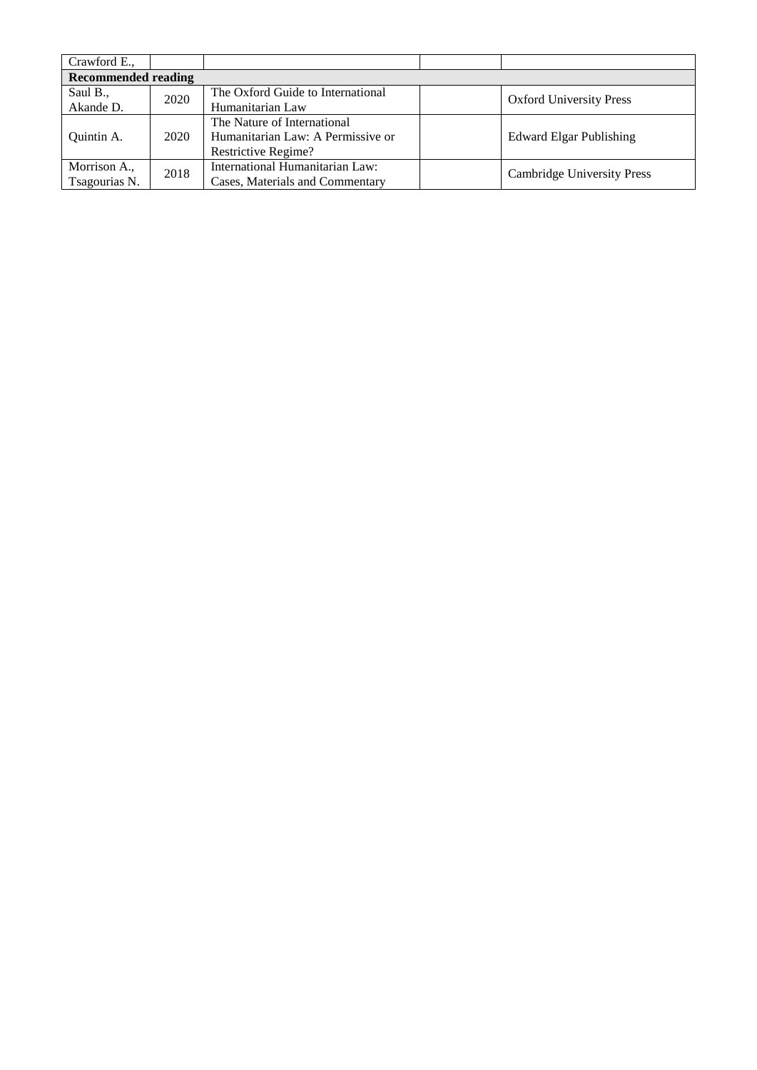| | | | | |
|---|---|---|---|---|
| Crawford E., | | | | |
| **Recommended reading** | | | | |
| Saul B., Akande D. | 2020 | The Oxford Guide to International Humanitarian Law | | Oxford University Press |
| Quintin A. | 2020 | The Nature of International Humanitarian Law: A Permissive or Restrictive Regime? | | Edward Elgar Publishing |
| Morrison A., Tsagourias N. | 2018 | International Humanitarian Law: Cases, Materials and Commentary | | Cambridge University Press |